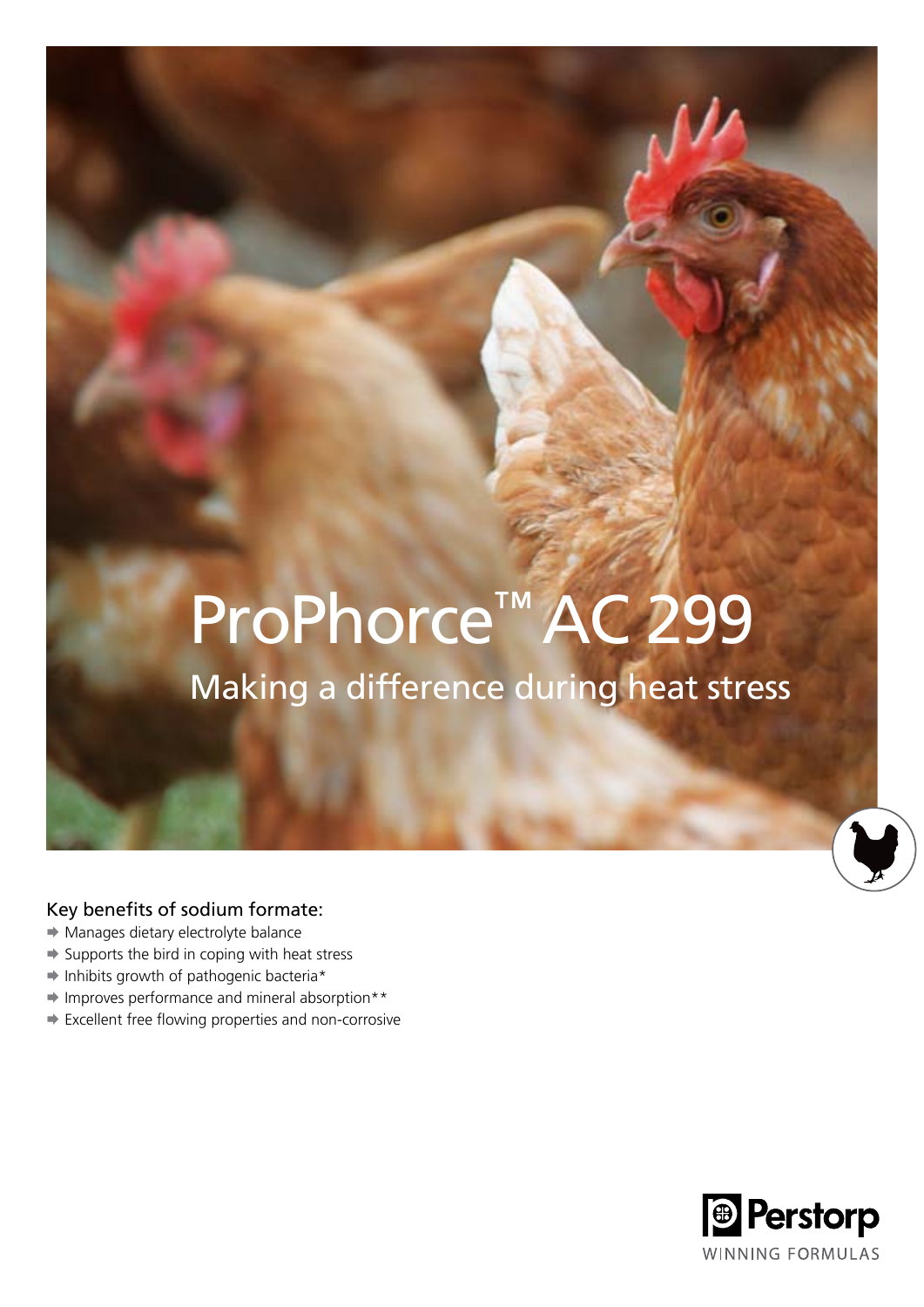# ProPhorce™ AC 299

## Making a difference during heat stress

Key benefits of sodium formate:

- Manages dietary electrolyte balance
- Supports the bird in coping with heat stress
- Inhibits growth of pathogenic bacteria*
- Improves performance and mineral absorption**
- Excellent free flowing properties and non-corrosive

Perstorp
WINNING FORMULAS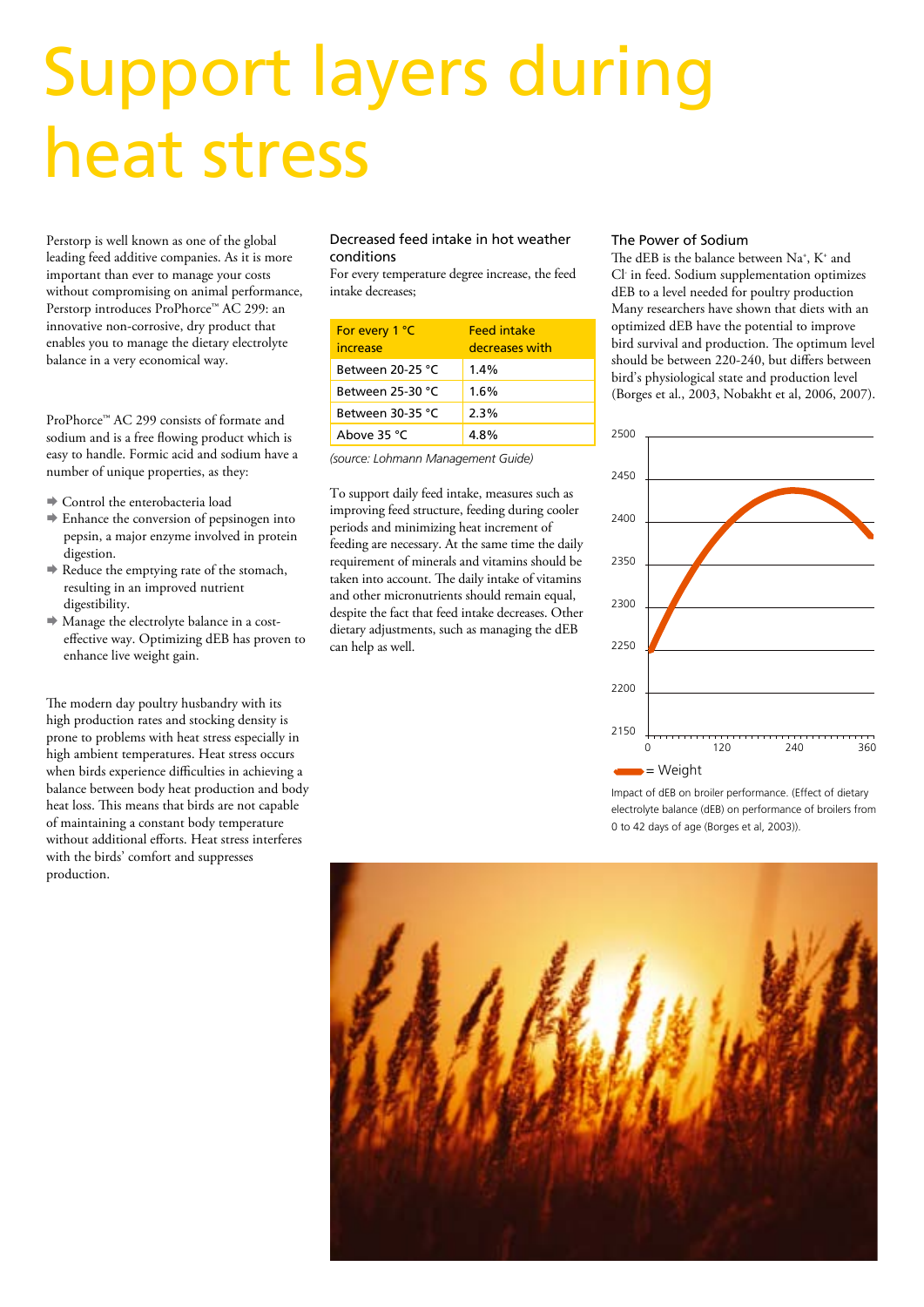# Support layers during heat stress

Perstorp is well known as one of the global leading feed additive companies. As it is more important than ever to manage your costs without compromising on animal performance, Perstorp introduces ProPhorce™ AC 299: an innovative non-corrosive, dry product that enables you to manage the dietary electrolyte balance in a very economical way.

ProPhorce™ AC 299 consists of formate and sodium and is a free flowing product which is easy to handle. Formic acid and sodium have a number of unique properties, as they:

- Control the enterobacteria load
- Enhance the conversion of pepsinogen into pepsin, a major enzyme involved in protein digestion.
- Reduce the emptying rate of the stomach, resulting in an improved nutrient digestibility.
- Manage the electrolyte balance in a cost-effective way. Optimizing dEB has proven to enhance live weight gain.

The modern day poultry husbandry with its high production rates and stocking density is prone to problems with heat stress especially in high ambient temperatures. Heat stress occurs when birds experience difficulties in achieving a balance between body heat production and body heat loss. This means that birds are not capable of maintaining a constant body temperature without additional efforts. Heat stress interferes with the birds' comfort and suppresses production.

### Decreased feed intake in hot weather conditions

For every temperature degree increase, the feed intake decreases;

| For every 1 °C increase | Feed intake decreases with |
|---|---|
| Between 20-25 °C | 1.4% |
| Between 25-30 °C | 1.6% |
| Between 30-35 °C | 2.3% |
| Above 35 °C | 4.8% |

*(source: Lohmann Management Guide)*

To support daily feed intake, measures such as improving feed structure, feeding during cooler periods and minimizing heat increment of feeding are necessary. At the same time the daily requirement of minerals and vitamins should be taken into account. The daily intake of vitamins and other micronutrients should remain equal, despite the fact that feed intake decreases. Other dietary adjustments, such as managing the dEB can help as well.

### The Power of Sodium

The dEB is the balance between $Na^{+}$, $K^{+}$ and $Cl^{-}$ in feed. Sodium supplementation optimizes dEB to a level needed for poultry production Many researchers have shown that diets with an optimized dEB have the potential to improve bird survival and production. The optimum level should be between 220-240, but differs between bird's physiological state and production level (Borges et al., 2003, Nobakht et al, 2006, 2007).

Impact of dEB on broiler performance. (Effect of dietary electrolyte balance (dEB) on performance of broilers from 0 to 42 days of age (Borges et al, 2003)).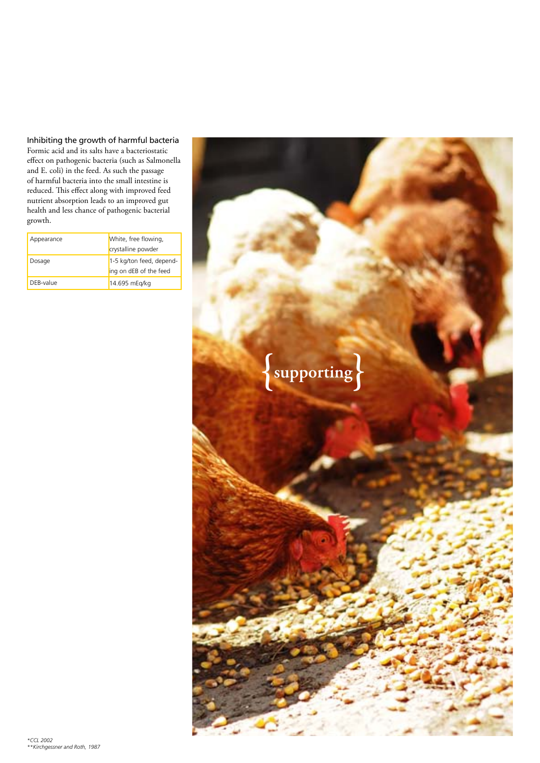### Inhibiting the growth of harmful bacteria

Formic acid and its salts have a bacteriostatic effect on pathogenic bacteria (such as Salmonella and E. coli) in the feed. As such the passage of harmful bacteria into the small intestine is reduced. This effect along with improved feed nutrient absorption leads to an improved gut health and less chance of pathogenic bacterial growth.

| Appearance | White, free flowing, crystalline powder |
|---|---|
| Dosage | 1-5 kg/ton feed, depending on dEB of the feed |
| DEB-value | 14.695 mEq/kg |

{supporting}

**CCL 2002*
***Kirchgessner and Roth, 1987*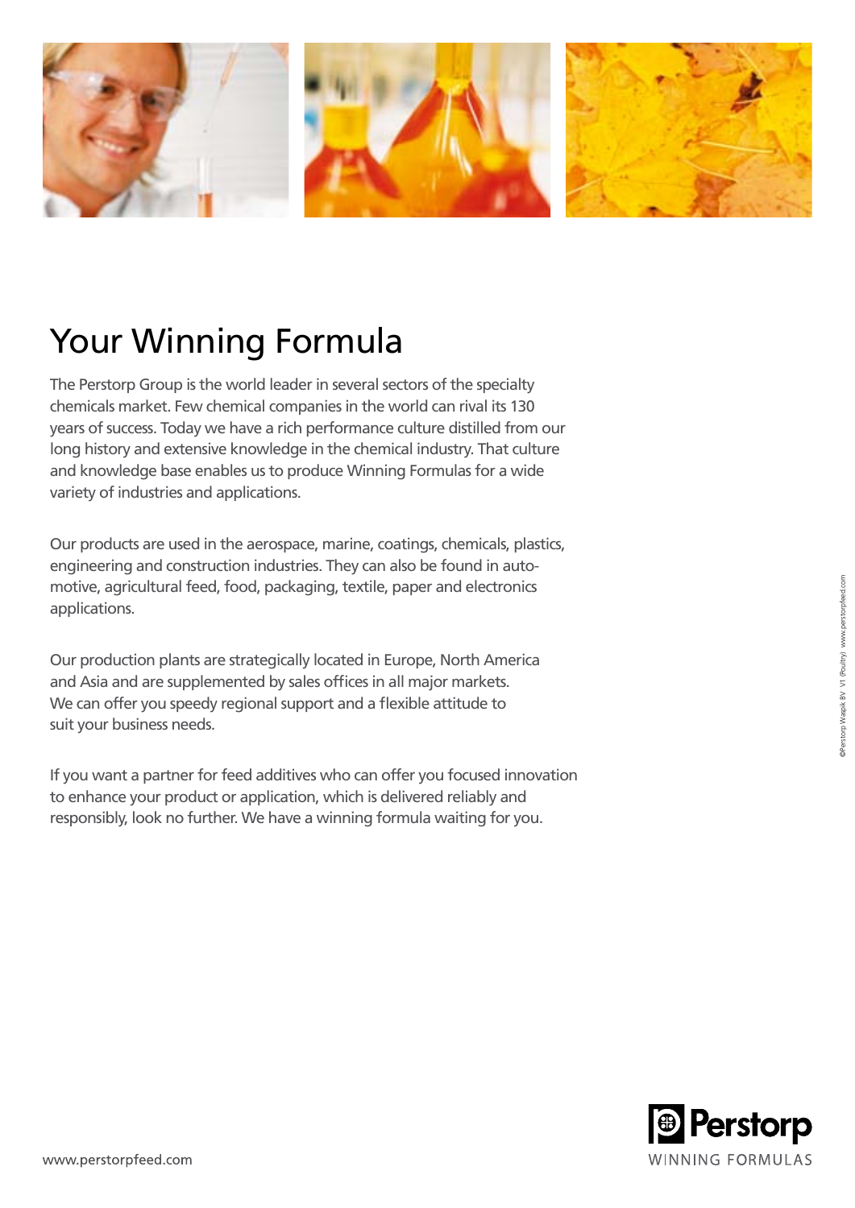# Your Winning Formula

The Perstorp Group is the world leader in several sectors of the specialty chemicals market. Few chemical companies in the world can rival its 130 years of success. Today we have a rich performance culture distilled from our long history and extensive knowledge in the chemical industry. That culture and knowledge base enables us to produce Winning Formulas for a wide variety of industries and applications.

Our products are used in the aerospace, marine, coatings, chemicals, plastics, engineering and construction industries. They can also be found in automotive, agricultural feed, food, packaging, textile, paper and electronics applications.

Our production plants are strategically located in Europe, North America and Asia and are supplemented by sales offices in all major markets. We can offer you speedy regional support and a flexible attitude to suit your business needs.

If you want a partner for feed additives who can offer you focused innovation to enhance your product or application, which is delivered reliably and responsibly, look no further. We have a winning formula waiting for you.

©Perstorp Waspik BV V1 (Poultry) www.perstorpfeed.com

www.perstorpfeed.com

Perstorp
WINNING FORMULAS